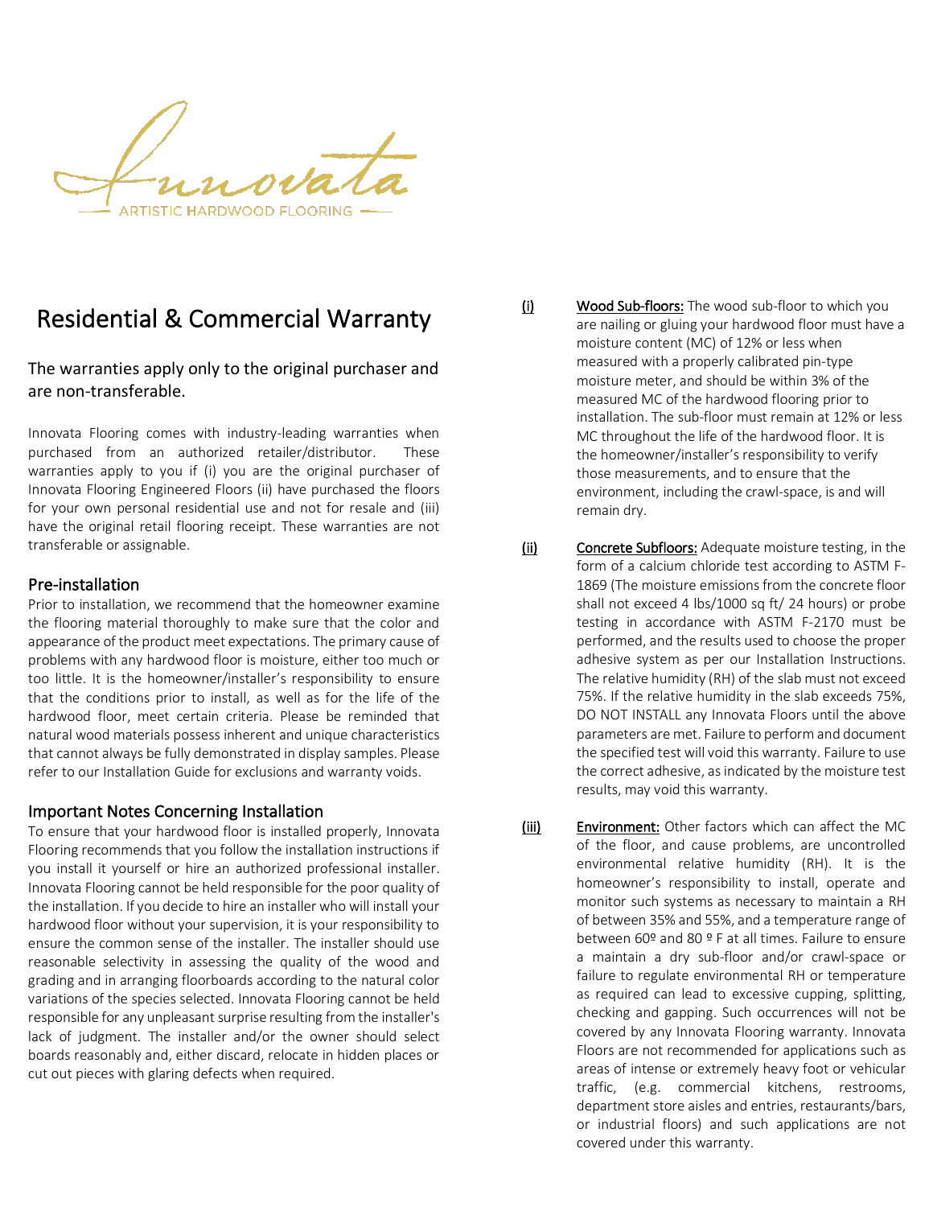Innovata

ARTISTIC HARDWOOD FLOORING

# Residential & Commercial Warranty

## The warranties apply only to the original purchaser and are non-transferable.

Innovata Flooring comes with industry-leading warranties when purchased from an authorized retailer/distributor. These warranties apply to you if (i) you are the original purchaser of Innovata Flooring Engineered Floors (ii) have purchased the floors for your own personal residential use and not for resale and (iii) have the original retail flooring receipt. These warranties are not transferable or assignable.

### Pre-installation

Prior to installation, we recommend that the homeowner examine the flooring material thoroughly to make sure that the color and appearance of the product meet expectations. The primary cause of problems with any hardwood floor is moisture, either too much or too little. It is the homeowner/installer's responsibility to ensure that the conditions prior to install, as well as for the life of the hardwood floor, meet certain criteria. Please be reminded that natural wood materials possess inherent and unique characteristics that cannot always be fully demonstrated in display samples. Please refer to our Installation Guide for exclusions and warranty voids.

### Important Notes Concerning Installation

To ensure that your hardwood floor is installed properly, Innovata Flooring recommends that you follow the installation instructions if you install it yourself or hire an authorized professional installer. Innovata Flooring cannot be held responsible for the poor quality of the installation. If you decide to hire an installer who will install your hardwood floor without your supervision, it is your responsibility to ensure the common sense of the installer. The installer should use reasonable selectivity in assessing the quality of the wood and grading and in arranging floorboards according to the natural color variations of the species selected. Innovata Flooring cannot be held responsible for any unpleasant surprise resulting from the installer's lack of judgment. The installer and/or the owner should select boards reasonably and, either discard, relocate in hidden places or cut out pieces with glaring defects when required.

(i) Wood Sub-floors: The wood sub-floor to which you are nailing or gluing your hardwood floor must have a moisture content (MC) of 12% or less when measured with a properly calibrated pin-type moisture meter, and should be within 3% of the measured MC of the hardwood flooring prior to installation. The sub-floor must remain at 12% or less MC throughout the life of the hardwood floor. It is the homeowner/installer's responsibility to verify those measurements, and to ensure that the environment, including the crawl-space, is and will remain dry.

(ii) Concrete Subfloors: Adequate moisture testing, in the form of a calcium chloride test according to ASTM F-1869 (The moisture emissions from the concrete floor shall not exceed 4 lbs/1000 sq ft/ 24 hours) or probe testing in accordance with ASTM F-2170 must be performed, and the results used to choose the proper adhesive system as per our Installation Instructions. The relative humidity (RH) of the slab must not exceed 75%. If the relative humidity in the slab exceeds 75%, DO NOT INSTALL any Innovata Floors until the above parameters are met. Failure to perform and document the specified test will void this warranty. Failure to use the correct adhesive, as indicated by the moisture test results, may void this warranty.

(iii) Environment: Other factors which can affect the MC of the floor, and cause problems, are uncontrolled environmental relative humidity (RH). It is the homeowner's responsibility to install, operate and monitor such systems as necessary to maintain a RH of between 35% and 55%, and a temperature range of between 60º and 80 º F at all times. Failure to ensure a maintain a dry sub-floor and/or crawl-space or failure to regulate environmental RH or temperature as required can lead to excessive cupping, splitting, checking and gapping. Such occurrences will not be covered by any Innovata Flooring warranty. Innovata Floors are not recommended for applications such as areas of intense or extremely heavy foot or vehicular traffic, (e.g. commercial kitchens, restrooms, department store aisles and entries, restaurants/bars, or industrial floors) and such applications are not covered under this warranty.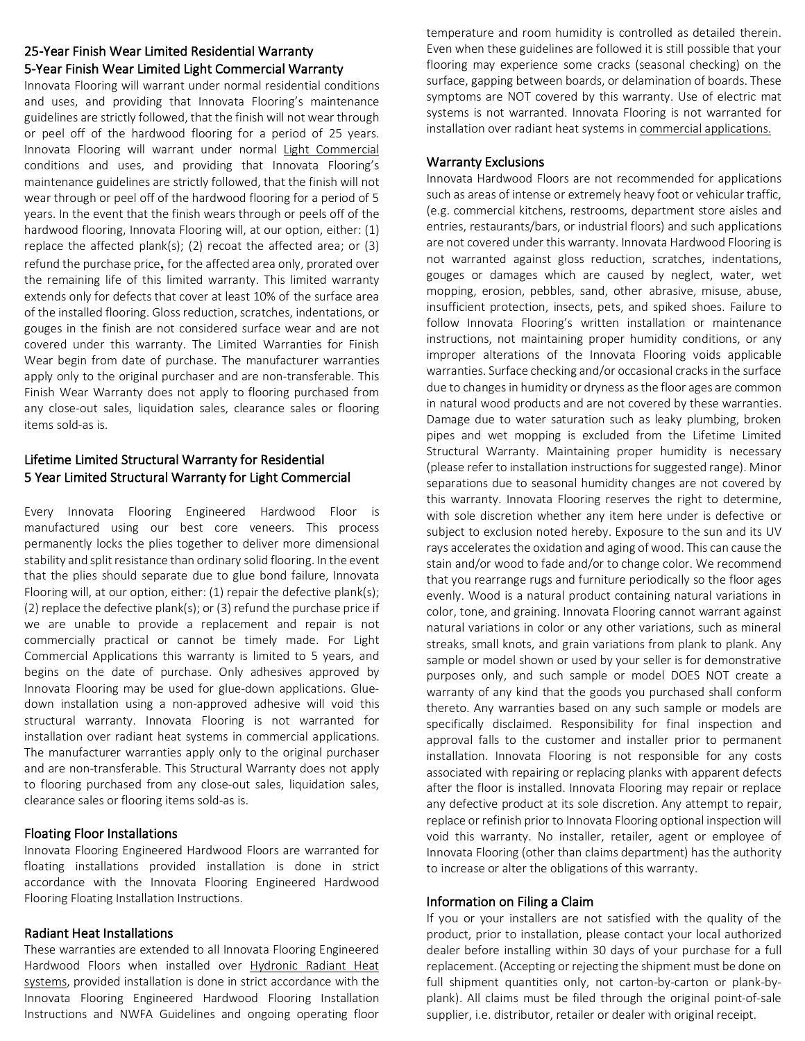## 25-Year Finish Wear Limited Residential Warranty
## 5-Year Finish Wear Limited Light Commercial Warranty

Innovata Flooring will warrant under normal residential conditions and uses, and providing that Innovata Flooring's maintenance guidelines are strictly followed, that the finish will not wear through or peel off of the hardwood flooring for a period of 25 years. Innovata Flooring will warrant under normal Light Commercial conditions and uses, and providing that Innovata Flooring's maintenance guidelines are strictly followed, that the finish will not wear through or peel off of the hardwood flooring for a period of 5 years. In the event that the finish wears through or peels off of the hardwood flooring, Innovata Flooring will, at our option, either: (1) replace the affected plank(s); (2) recoat the affected area; or (3) refund the purchase price, for the affected area only, prorated over the remaining life of this limited warranty. This limited warranty extends only for defects that cover at least 10% of the surface area of the installed flooring. Gloss reduction, scratches, indentations, or gouges in the finish are not considered surface wear and are not covered under this warranty. The Limited Warranties for Finish Wear begin from date of purchase. The manufacturer warranties apply only to the original purchaser and are non-transferable. This Finish Wear Warranty does not apply to flooring purchased from any close-out sales, liquidation sales, clearance sales or flooring items sold-as is.

## Lifetime Limited Structural Warranty for Residential
## 5 Year Limited Structural Warranty for Light Commercial

Every Innovata Flooring Engineered Hardwood Floor is manufactured using our best core veneers. This process permanently locks the plies together to deliver more dimensional stability and split resistance than ordinary solid flooring. In the event that the plies should separate due to glue bond failure, Innovata Flooring will, at our option, either: (1) repair the defective plank(s); (2) replace the defective plank(s); or (3) refund the purchase price if we are unable to provide a replacement and repair is not commercially practical or cannot be timely made. For Light Commercial Applications this warranty is limited to 5 years, and begins on the date of purchase. Only adhesives approved by Innovata Flooring may be used for glue-down applications. Glue-down installation using a non-approved adhesive will void this structural warranty. Innovata Flooring is not warranted for installation over radiant heat systems in commercial applications. The manufacturer warranties apply only to the original purchaser and are non-transferable. This Structural Warranty does not apply to flooring purchased from any close-out sales, liquidation sales, clearance sales or flooring items sold-as is.

## Floating Floor Installations

Innovata Flooring Engineered Hardwood Floors are warranted for floating installations provided installation is done in strict accordance with the Innovata Flooring Engineered Hardwood Flooring Floating Installation Instructions.

## Radiant Heat Installations

These warranties are extended to all Innovata Flooring Engineered Hardwood Floors when installed over Hydronic Radiant Heat systems, provided installation is done in strict accordance with the Innovata Flooring Engineered Hardwood Flooring Installation Instructions and NWFA Guidelines and ongoing operating floor temperature and room humidity is controlled as detailed therein. Even when these guidelines are followed it is still possible that your flooring may experience some cracks (seasonal checking) on the surface, gapping between boards, or delamination of boards. These symptoms are NOT covered by this warranty. Use of electric mat systems is not warranted. Innovata Flooring is not warranted for installation over radiant heat systems in commercial applications.

## Warranty Exclusions

Innovata Hardwood Floors are not recommended for applications such as areas of intense or extremely heavy foot or vehicular traffic, (e.g. commercial kitchens, restrooms, department store aisles and entries, restaurants/bars, or industrial floors) and such applications are not covered under this warranty. Innovata Hardwood Flooring is not warranted against gloss reduction, scratches, indentations, gouges or damages which are caused by neglect, water, wet mopping, erosion, pebbles, sand, other abrasive, misuse, abuse, insufficient protection, insects, pets, and spiked shoes. Failure to follow Innovata Flooring's written installation or maintenance instructions, not maintaining proper humidity conditions, or any improper alterations of the Innovata Flooring voids applicable warranties. Surface checking and/or occasional cracks in the surface due to changes in humidity or dryness as the floor ages are common in natural wood products and are not covered by these warranties. Damage due to water saturation such as leaky plumbing, broken pipes and wet mopping is excluded from the Lifetime Limited Structural Warranty. Maintaining proper humidity is necessary (please refer to installation instructions for suggested range). Minor separations due to seasonal humidity changes are not covered by this warranty. Innovata Flooring reserves the right to determine, with sole discretion whether any item here under is defective or subject to exclusion noted hereby. Exposure to the sun and its UV rays accelerates the oxidation and aging of wood. This can cause the stain and/or wood to fade and/or to change color. We recommend that you rearrange rugs and furniture periodically so the floor ages evenly. Wood is a natural product containing natural variations in color, tone, and graining. Innovata Flooring cannot warrant against natural variations in color or any other variations, such as mineral streaks, small knots, and grain variations from plank to plank. Any sample or model shown or used by your seller is for demonstrative purposes only, and such sample or model DOES NOT create a warranty of any kind that the goods you purchased shall conform thereto. Any warranties based on any such sample or models are specifically disclaimed. Responsibility for final inspection and approval falls to the customer and installer prior to permanent installation. Innovata Flooring is not responsible for any costs associated with repairing or replacing planks with apparent defects after the floor is installed. Innovata Flooring may repair or replace any defective product at its sole discretion. Any attempt to repair, replace or refinish prior to Innovata Flooring optional inspection will void this warranty. No installer, retailer, agent or employee of Innovata Flooring (other than claims department) has the authority to increase or alter the obligations of this warranty.

## Information on Filing a Claim

If you or your installers are not satisfied with the quality of the product, prior to installation, please contact your local authorized dealer before installing within 30 days of your purchase for a full replacement. (Accepting or rejecting the shipment must be done on full shipment quantities only, not carton-by-carton or plank-by-plank). All claims must be filed through the original point-of-sale supplier, i.e. distributor, retailer or dealer with original receipt.